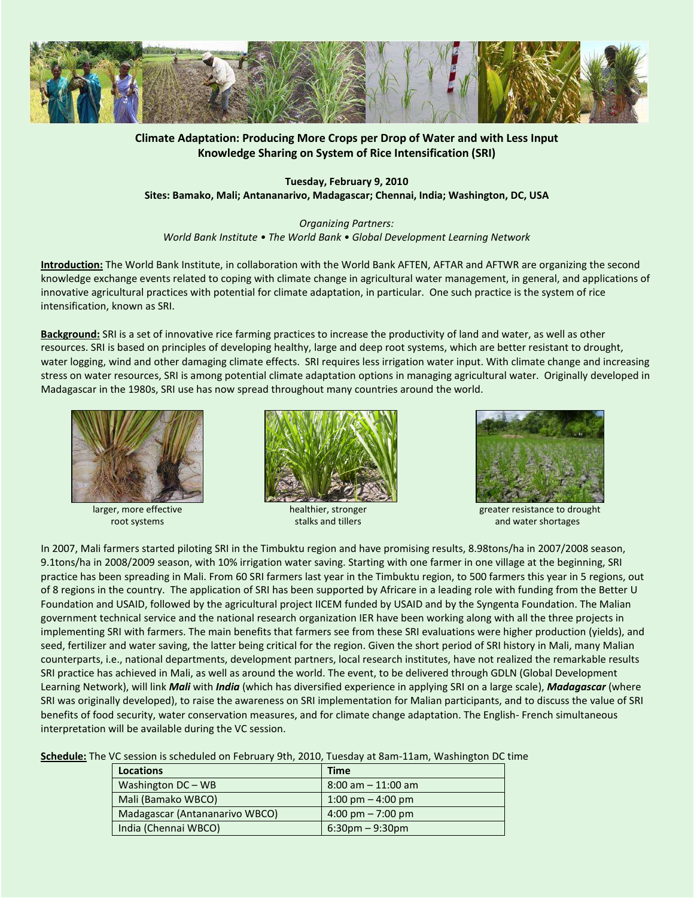**Climate Adaptation: Producing More Crops per Drop of Water and with Less Input**
**Knowledge Sharing on System of Rice Intensification (SRI)**

**Tuesday, February 9, 2010**
**Sites: Bamako, Mali; Antananarivo, Madagascar; Chennai, India; Washington, DC, USA**

*Organizing Partners:*
*World Bank Institute • The World Bank • Global Development Learning Network*

**Introduction:** The World Bank Institute, in collaboration with the World Bank AFTEN, AFTAR and AFTWR are organizing the second knowledge exchange events related to coping with climate change in agricultural water management, in general, and applications of innovative agricultural practices with potential for climate adaptation, in particular. One such practice is the system of rice intensification, known as SRI.

**Background:** SRI is a set of innovative rice farming practices to increase the productivity of land and water, as well as other resources. SRI is based on principles of developing healthy, large and deep root systems, which are better resistant to drought, water logging, wind and other damaging climate effects. SRI requires less irrigation water input. With climate change and increasing stress on water resources, SRI is among potential climate adaptation options in managing agricultural water. Originally developed in Madagascar in the 1980s, SRI use has now spread throughout many countries around the world.

larger, more effective root systems

healthier, stronger stalks and tillers

greater resistance to drought and water shortages

In 2007, Mali farmers started piloting SRI in the Timbuktu region and have promising results, 8.98tons/ha in 2007/2008 season, 9.1tons/ha in 2008/2009 season, with 10% irrigation water saving. Starting with one farmer in one village at the beginning, SRI practice has been spreading in Mali. From 60 SRI farmers last year in the Timbuktu region, to 500 farmers this year in 5 regions, out of 8 regions in the country. The application of SRI has been supported by Africare in a leading role with funding from the Better U Foundation and USAID, followed by the agricultural project IICEM funded by USAID and by the Syngenta Foundation. The Malian government technical service and the national research organization IER have been working along with all the three projects in implementing SRI with farmers. The main benefits that farmers see from these SRI evaluations were higher production (yields), and seed, fertilizer and water saving, the latter being critical for the region. Given the short period of SRI history in Mali, many Malian counterparts, i.e., national departments, development partners, local research institutes, have not realized the remarkable results SRI practice has achieved in Mali, as well as around the world. The event, to be delivered through GDLN (Global Development Learning Network), will link ***Mali*** with ***India*** (which has diversified experience in applying SRI on a large scale), ***Madagascar*** (where SRI was originally developed), to raise the awareness on SRI implementation for Malian participants, and to discuss the value of SRI benefits of food security, water conservation measures, and for climate change adaptation. The English- French simultaneous interpretation will be available during the VC session.

**Schedule:** The VC session is scheduled on February 9th, 2010, Tuesday at 8am-11am, Washington DC time

| Locations | Time |
|---|---|
| Washington DC – WB | 8:00 am – 11:00 am |
| Mali (Bamako WBCO) | 1:00 pm – 4:00 pm |
| Madagascar (Antananarivo WBCO) | 4:00 pm – 7:00 pm |
| India (Chennai WBCO) | 6:30pm – 9:30pm |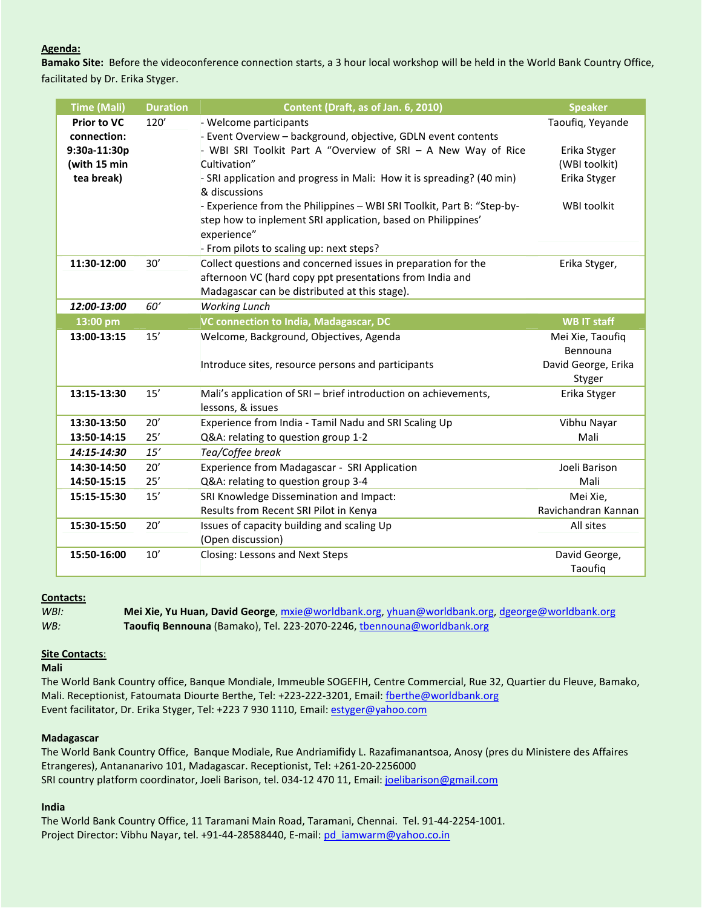**Agenda:**

**Bamako Site:** Before the videoconference connection starts, a 3 hour local workshop will be held in the World Bank Country Office, facilitated by Dr. Erika Styger.

| Time (Mali) | Duration | Content (Draft, as of Jan. 6, 2010) | Speaker |
|---|---|---|---|
| **Prior to VC connection: 9:30a-11:30p (with 15 min tea break)** | 120' | - Welcome participants<br>- Event Overview – background, objective, GDLN event contents<br>- WBI SRI Toolkit Part A "Overview of SRI – A New Way of Rice Cultivation"<br>- SRI application and progress in Mali: How it is spreading? (40 min) & discussions<br>- Experience from the Philippines – WBI SRI Toolkit, Part B: "Step-by-step how to inplement SRI application, based on Philippines' experience"<br>- From pilots to scaling up: next steps? | Taoufiq, Yeyande<br><br>Erika Styger (WBI toolkit)<br>Erika Styger<br><br>WBI toolkit |
| **11:30-12:00** | 30' | Collect questions and concerned issues in preparation for the afternoon VC (hard copy ppt presentations from India and Madagascar can be distributed at this stage). | Erika Styger, |
| ***12:00-13:00*** | *60'* | *Working Lunch* | |
| **13:00 pm** | | **VC connection to India, Madagascar, DC** | **WB IT staff** |
| **13:00-13:15** | 15' | Welcome, Background, Objectives, Agenda<br><br>Introduce sites, resource persons and participants | Mei Xie, Taoufiq Bennouna<br>David George, Erika Styger |
| **13:15-13:30** | 15' | Mali's application of SRI – brief introduction on achievements, lessons, & issues | Erika Styger |
| **13:30-13:50**<br>**13:50-14:15** | 20'<br>25' | Experience from India - Tamil Nadu and SRI Scaling Up<br>Q&A: relating to question group 1-2 | Vibhu Nayar<br>Mali |
| ***14:15-14:30*** | *15'* | *Tea/Coffee break* | |
| **14:30-14:50**<br>**14:50-15:15** | 20'<br>25' | Experience from Madagascar - SRI Application<br>Q&A: relating to question group 3-4 | Joeli Barison<br>Mali |
| **15:15-15:30** | 15' | SRI Knowledge Dissemination and Impact:<br>Results from Recent SRI Pilot in Kenya | Mei Xie,<br>Ravichandran Kannan |
| **15:30-15:50** | 20' | Issues of capacity building and scaling Up<br>(Open discussion) | All sites |
| **15:50-16:00** | 10' | Closing: Lessons and Next Steps | David George, Taoufiq |

**Contacts:**

*WBI:* **Mei Xie, Yu Huan, David George**, mxie@worldbank.org, yhuan@worldbank.org, dgeorge@worldbank.org
*WB:* **Taoufiq Bennouna** (Bamako), Tel. 223-2070-2246, tbennouna@worldbank.org

**Site Contacts:**

**Mali**
The World Bank Country office, Banque Mondiale, Immeuble SOGEFIH, Centre Commercial, Rue 32, Quartier du Fleuve, Bamako, Mali. Receptionist, Fatoumata Diourte Berthe, Tel: +223-222-3201, Email: fberthe@worldbank.org
Event facilitator, Dr. Erika Styger, Tel: +223 7 930 1110, Email: estyger@yahoo.com

**Madagascar**
The World Bank Country Office, Banque Modiale, Rue Andriamifidy L. Razafimanantsoa, Anosy (pres du Ministere des Affaires Etrangeres), Antananarivo 101, Madagascar. Receptionist, Tel: +261-20-2256000
SRI country platform coordinator, Joeli Barison, tel. 034-12 470 11, Email: joelibarison@gmail.com

**India**
The World Bank Country Office, 11 Taramani Main Road, Taramani, Chennai. Tel. 91-44-2254-1001.
Project Director: Vibhu Nayar, tel. +91-44-28588440, E-mail: pd_iamwarm@yahoo.co.in